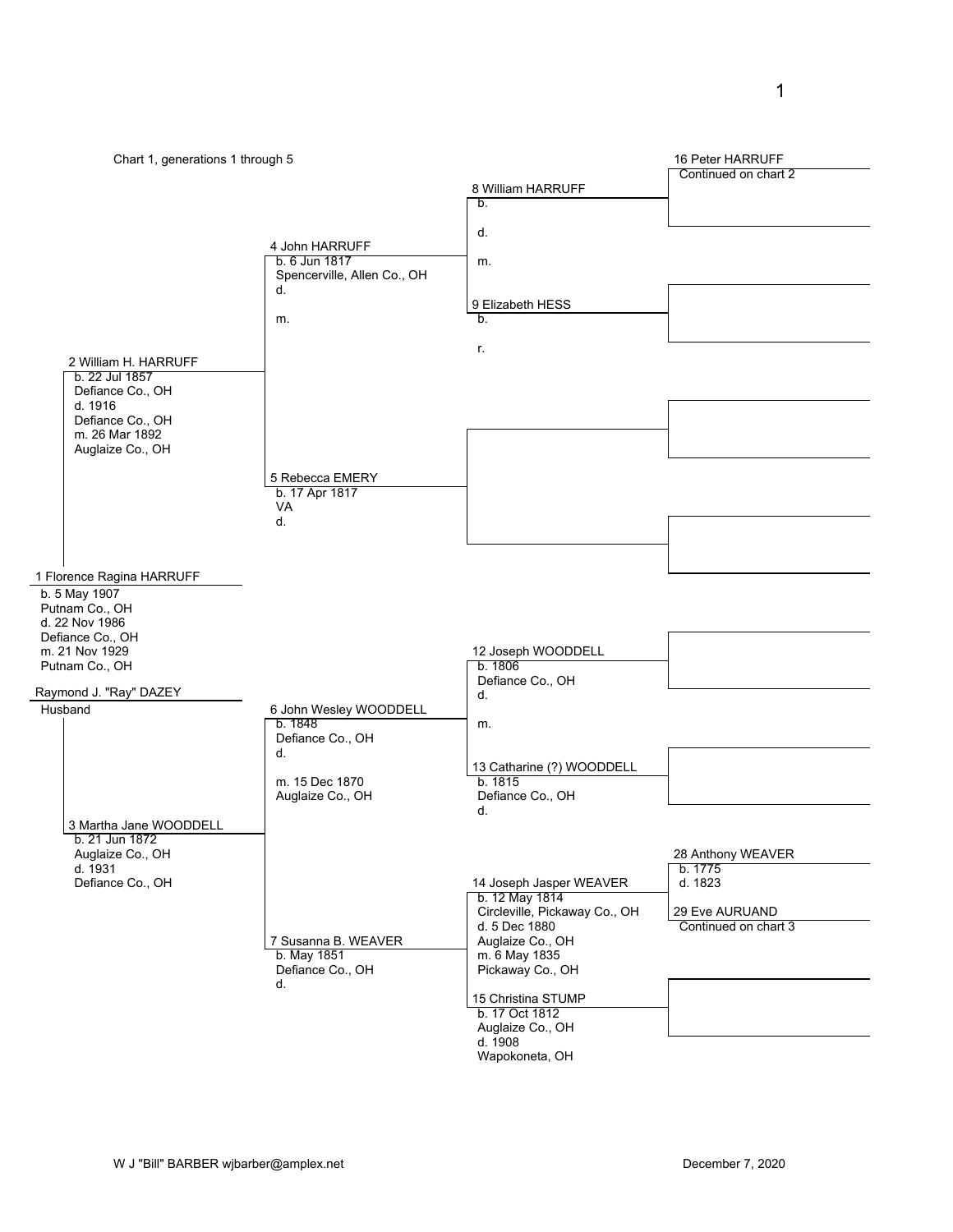Chart 1, generations 1 through 5

**1 Florence Ragina HARRUFF**
b. 5 May 1907
Putnam Co., OH
d. 22 Nov 1986
Defiance Co., OH
m. 21 Nov 1929
Putnam Co., OH

**Raymond J. "Ray" DAZEY**
Husband

**2 William H. HARRUFF**
b. 22 Jul 1857
Defiance Co., OH
d. 1916
Defiance Co., OH
m. 26 Mar 1892
Auglaize Co., OH

**3 Martha Jane WOODDELL**
b. 21 Jun 1872
Auglaize Co., OH
d. 1931
Defiance Co., OH

**4 John HARRUFF**
b. 6 Jun 1817
Spencerville, Allen Co., OH
d.
m.

**5 Rebecca EMERY**
b. 17 Apr 1817
VA
d.

**6 John Wesley WOODDELL**
b. 1848
Defiance Co., OH
d.
m. 15 Dec 1870
Auglaize Co., OH

**7 Susanna B. WEAVER**
b. May 1851
Defiance Co., OH
d.

**8 William HARRUFF**
b.
d.
m.

**9 Elizabeth HESS**
b.
r.

**12 Joseph WOODDELL**
b. 1806
Defiance Co., OH
d.
m.

**13 Catharine (?) WOODDELL**
b. 1815
Defiance Co., OH
d.

**14 Joseph Jasper WEAVER**
b. 12 May 1814
Circleville, Pickaway Co., OH
d. 5 Dec 1880
Auglaize Co., OH
m. 6 May 1835
Pickaway Co., OH

**15 Christina STUMP**
b. 17 Oct 1812
Auglaize Co., OH
d. 1908
Wapokoneta, OH

**16 Peter HARRUFF**
Continued on chart 2

**28 Anthony WEAVER**
b. 1775
d. 1823

**29 Eve AURUAND**
Continued on chart 3

W J "Bill" BARBER wjbarber@amplex.net

December 7, 2020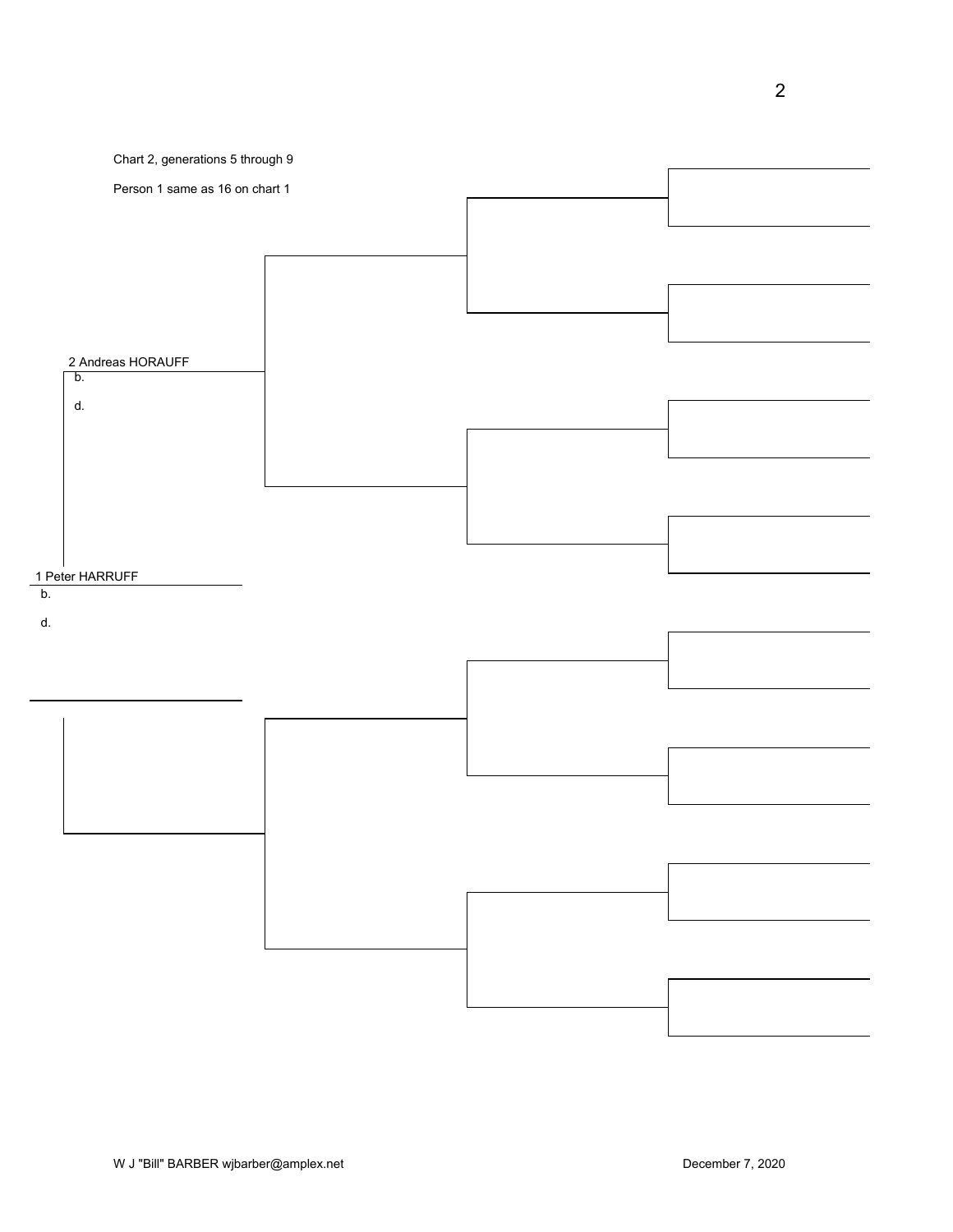Chart 2, generations 5 through 9

Person 1 same as 16 on chart 1

2 Andreas HORAUFF
b.

d.

1 Peter HARRUFF
b.

d.

W J "Bill" BARBER wjbarber@amplex.net

December 7, 2020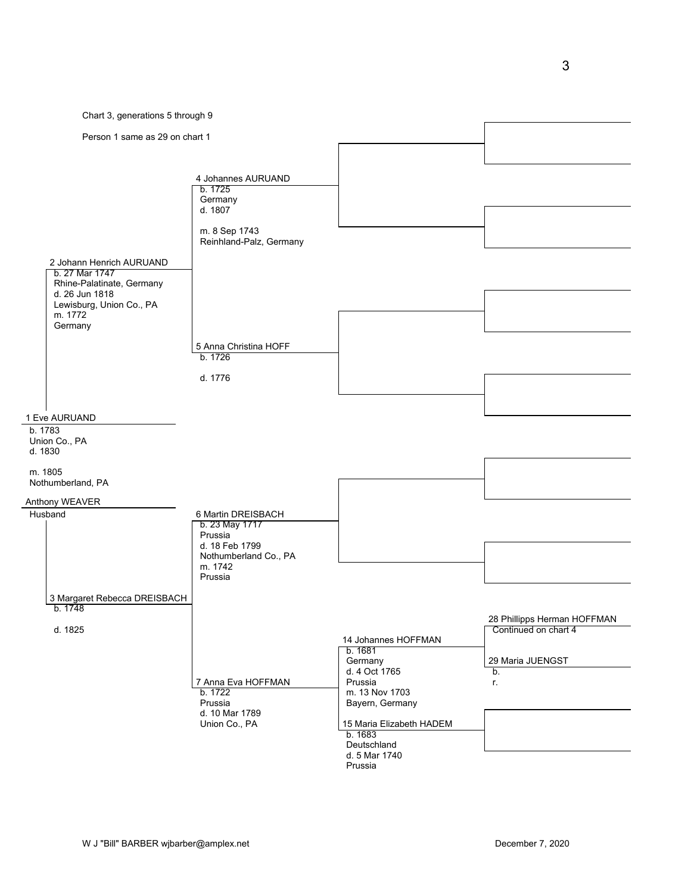Chart 3, generations 5 through 9

Person 1 same as 29 on chart 1

**1 Eve AURUAND**
b. 1783
Union Co., PA
d. 1830

m. 1805
Nothumberland, PA

**Anthony WEAVER**
Husband

**2 Johann Henrich AURUAND**
b. 27 Mar 1747
Rhine-Palatinate, Germany
d. 26 Jun 1818
Lewisburg, Union Co., PA
m. 1772
Germany

**3 Margaret Rebecca DREISBACH**
b. 1748

d. 1825

**4 Johannes AURUAND**
b. 1725
Germany
d. 1807

m. 8 Sep 1743
Reinhland-Palz, Germany

**5 Anna Christina HOFF**
b. 1726

d. 1776

**6 Martin DREISBACH**
b. 23 May 1717
Prussia
d. 18 Feb 1799
Nothumberland Co., PA
m. 1742
Prussia

**7 Anna Eva HOFFMAN**
b. 1722
Prussia
d. 10 Mar 1789
Union Co., PA

**14 Johannes HOFFMAN**
b. 1681
Germany
d. 4 Oct 1765
Prussia
m. 13 Nov 1703
Bayern, Germany

**15 Maria Elizabeth HADEM**
b. 1683
Deutschland
d. 5 Mar 1740
Prussia

**28 Phillipps Herman HOFFMAN**
Continued on chart 4

**29 Maria JUENGST**
b.
r.

W J "Bill" BARBER wjbarber@amplex.net — December 7, 2020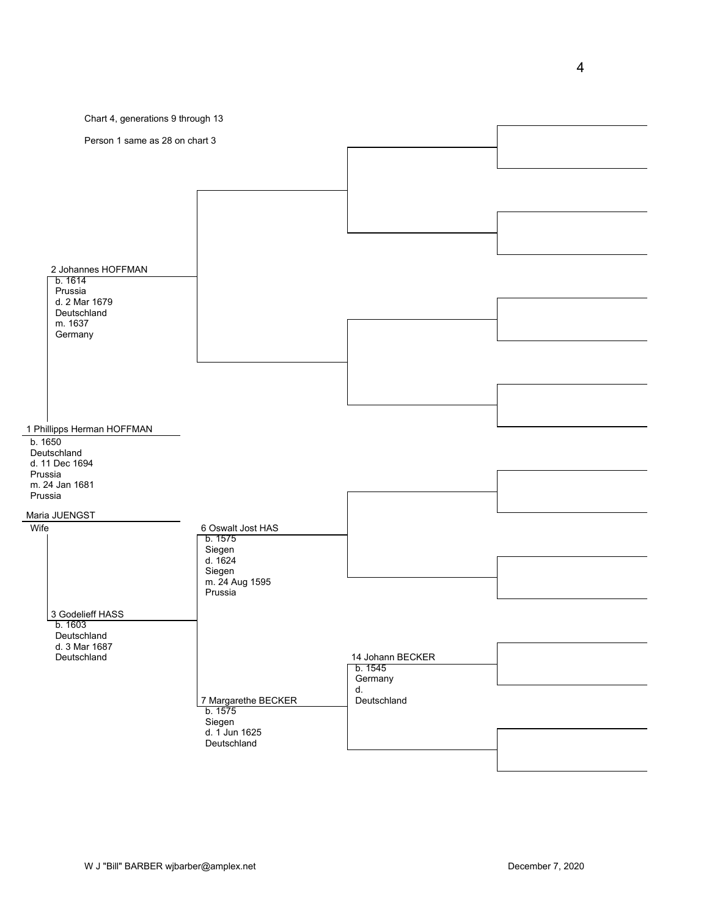Chart 4, generations 9 through 13

Person 1 same as 28 on chart 3

2 Johannes HOFFMAN
b. 1614
Prussia
d. 2 Mar 1679
Deutschland
m. 1637
Germany

1 Phillipps Herman HOFFMAN
b. 1650
Deutschland
d. 11 Dec 1694
Prussia
m. 24 Jan 1681
Prussia

Maria JUENGST
Wife

6 Oswalt Jost HAS
b. 1575
Siegen
d. 1624
Siegen
m. 24 Aug 1595
Prussia

3 Godelieff HASS
b. 1603
Deutschland
d. 3 Mar 1687
Deutschland

14 Johann BECKER
b. 1545
Germany
d.
Deutschland

7 Margarethe BECKER
b. 1575
Siegen
d. 1 Jun 1625
Deutschland

W J "Bill" BARBER wjbarber@amplex.net

December 7, 2020